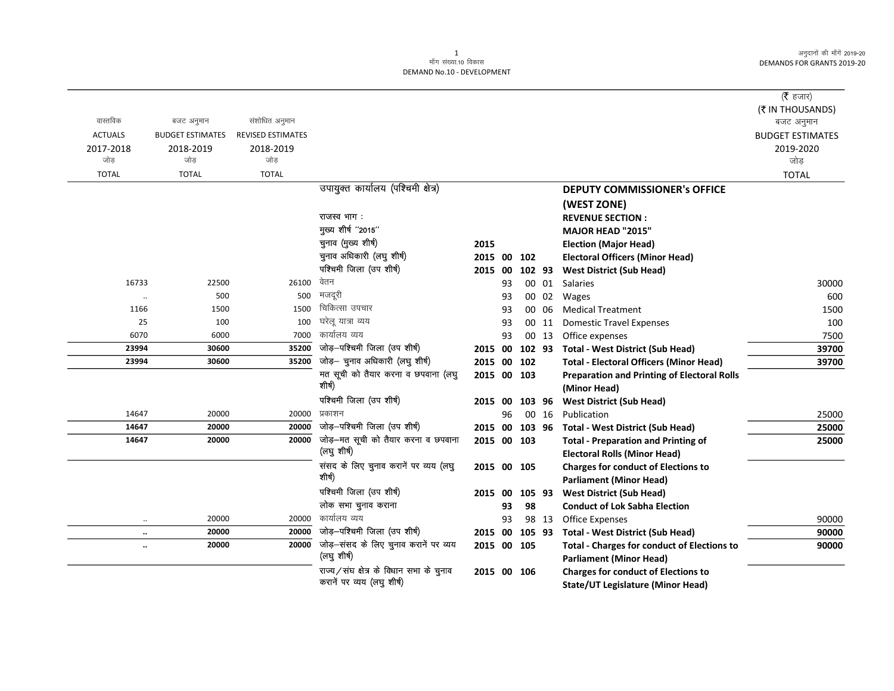मॉंग संख्या.10 विकास
DEMAND No.10 - DEVELOPMENT

| वास्तविक ACTUALS 2017-2018 जोड़ TOTAL | बजट अनुमान BUDGET ESTIMATES 2018-2019 जोड़ TOTAL | संशोधित अनुमान REVISED ESTIMATES 2018-2019 जोड़ TOTAL | | | | | | | (₹ हजार) (₹ IN THOUSANDS) बजट अनुमान BUDGET ESTIMATES 2019-2020 जोड़ TOTAL |
|---|---|---|---|---|---|---|---|---|---|
| | | | उपायुक्त कार्यालय (पश्चिमी क्षेत्र) | | | | | **DEPUTY COMMISSIONER's OFFICE (WEST ZONE)** | |
| | | | राजस्व भाग : | | | | | **REVENUE SECTION :** | |
| | | | मुख्य शीर्ष "2015" | | | | | **MAJOR HEAD "2015"** | |
| | | | चुनाव (मुख्य शीर्ष) | **2015** | | | | **Election (Major Head)** | |
| | | | चुनाव अधिकारी (लघु शीर्ष) | **2015** | **00** | **102** | | **Electoral Officers (Minor Head)** | |
| | | | पश्चिमी जिला (उप शीर्ष) | **2015** | **00** | **102** | **93** | **West District (Sub Head)** | |
| 16733 | 22500 | 26100 | वेतन | | 93 | 00 | 01 | Salaries | 30000 |
| .. | 500 | 500 | मजदूरी | | 93 | 00 | 02 | Wages | 600 |
| 1166 | 1500 | 1500 | चिकित्सा उपचार | | 93 | 00 | 06 | Medical Treatment | 1500 |
| 25 | 100 | 100 | घरेलू यात्रा व्यय | | 93 | 00 | 11 | Domestic Travel Expenses | 100 |
| 6070 | 6000 | 7000 | कार्यालय व्यय | | 93 | 00 | 13 | Office expenses | 7500 |
| **23994** | **30600** | **35200** | जोड़–पश्चिमी जिला (उप शीर्ष) | **2015** | **00** | **102** | **93** | **Total - West District (Sub Head)** | **39700** |
| **23994** | **30600** | **35200** | जोड़– चुनाव अधिकारी (लघु शीर्ष) | **2015** | **00** | **102** | | **Total - Electoral Officers (Minor Head)** | **39700** |
| | | | मत सूची को तैयार करना व छपवाना (लघु शीर्ष) | **2015** | **00** | **103** | | **Preparation and Printing of Electoral Rolls (Minor Head)** | |
| | | | पश्चिमी जिला (उप शीर्ष) | **2015** | **00** | **103** | **96** | **West District (Sub Head)** | |
| 14647 | 20000 | 20000 | प्रकाशन | | 96 | 00 | 16 | Publication | 25000 |
| **14647** | **20000** | **20000** | जोड़–पश्चिमी जिला (उप शीर्ष) | **2015** | **00** | **103** | **96** | **Total - West District (Sub Head)** | **25000** |
| **14647** | **20000** | **20000** | जोड़–मत सूची को तैयार करना व छपवाना (लघु शीर्ष) | **2015** | **00** | **103** | | **Total - Preparation and Printing of Electoral Rolls (Minor Head)** | **25000** |
| | | | संसद के लिए चुनाव करानें पर व्यय (लघु शीर्ष) | **2015** | **00** | **105** | | **Charges for conduct of Elections to Parliament (Minor Head)** | |
| | | | पश्चिमी जिला (उप शीर्ष) | **2015** | **00** | **105** | **93** | **West District (Sub Head)** | |
| | | | लोक सभा चुनाव कराना | | **93** | **98** | | **Conduct of Lok Sabha Election** | |
| .. | 20000 | 20000 | कार्यालय व्यय | | 93 | 98 | 13 | Office Expenses | 90000 |
| **..** | **20000** | **20000** | जोड़–पश्चिमी जिला (उप शीर्ष) | **2015** | **00** | **105** | **93** | **Total - West District (Sub Head)** | **90000** |
| **..** | **20000** | **20000** | जोड़–संसद के लिए चुनाव करानें पर व्यय (लघु शीर्ष) | **2015** | **00** | **105** | | **Total - Charges for conduct of Elections to Parliament (Minor Head)** | **90000** |
| | | | राज्य/संघ क्षेत्र के विधान सभा के चुनाव करानें पर व्यय (लघु शीर्ष) | **2015** | **00** | **106** | | **Charges for conduct of Elections to State/UT Legislature (Minor Head)** | |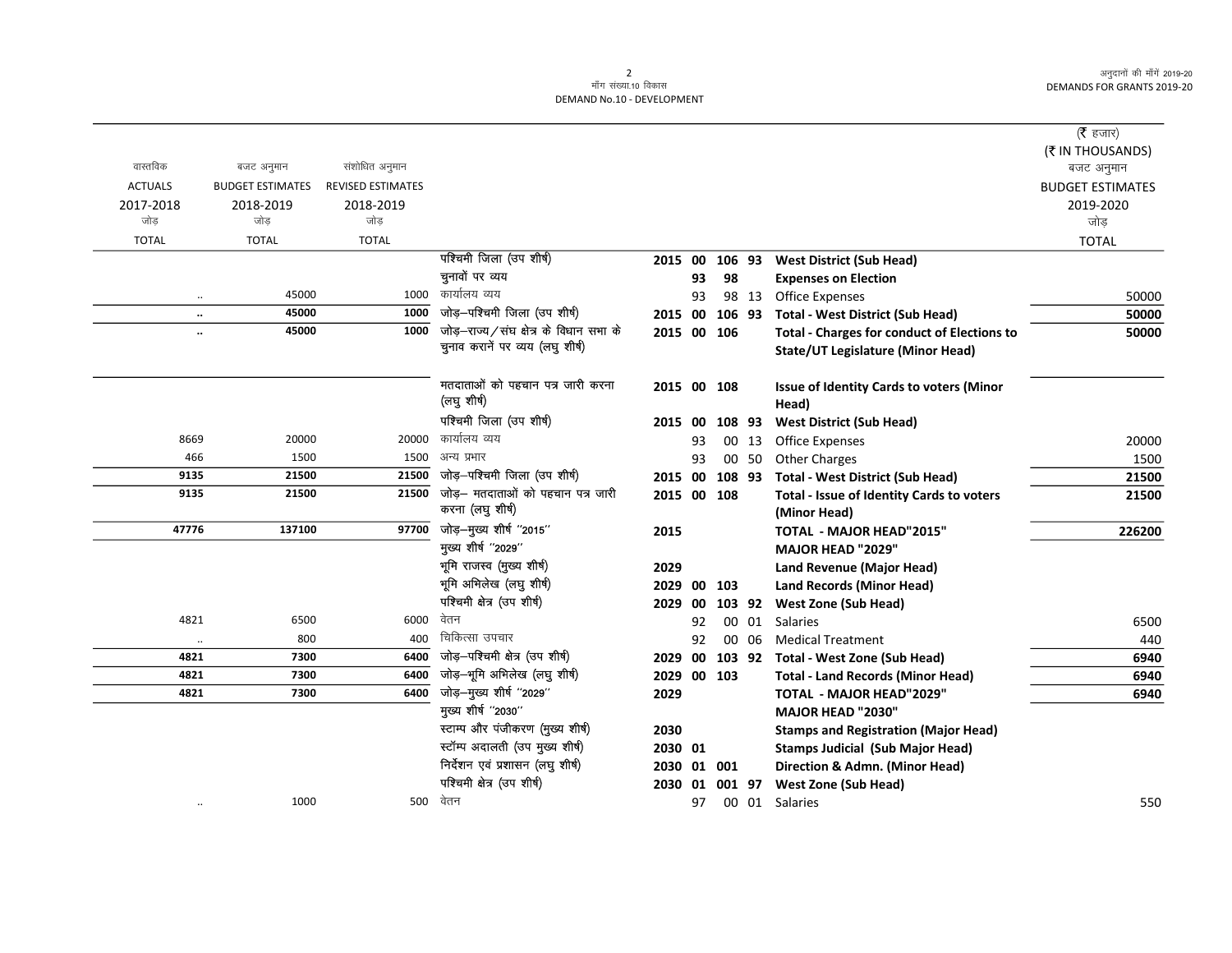मॉंग संख्या.10 विकास
DEMAND No.10 - DEVELOPMENT

| वास्तविक ACTUALS 2017-2018 जोड़ TOTAL | बजट अनुमान BUDGET ESTIMATES 2018-2019 जोड़ TOTAL | संशोधित अनुमान REVISED ESTIMATES 2018-2019 जोड़ TOTAL | | | | (₹ हजार) (₹ IN THOUSANDS) बजट अनुमान BUDGET ESTIMATES 2019-2020 जोड़ TOTAL |
|---|---|---|---|---|---|---|
| | | | पश्चिमी जिला (उप शीर्ष) | 2015 00 106 93 | **West District (Sub Head)** | |
| | | | चुनावों पर व्यय | 93 98 | **Expenses on Election** | |
| .. | 45000 | 1000 | कार्यालय व्यय | 93 98 13 | Office Expenses | 50000 |
| **..** | **45000** | **1000** | जोड़–पश्चिमी जिला (उप शीर्ष) | **2015 00 106 93** | **Total - West District (Sub Head)** | **50000** |
| **..** | **45000** | **1000** | जोड़–राज्य/संघ क्षेत्र के विधान सभा के चुनाव करानें पर व्यय (लघु शीर्ष) | **2015 00 106** | **Total - Charges for conduct of Elections to State/UT Legislature (Minor Head)** | **50000** |
| | | | मतदाताओं को पहचान पत्र जारी करना (लघु शीर्ष) | **2015 00 108** | **Issue of Identity Cards to voters (Minor Head)** | |
| | | | पश्चिमी जिला (उप शीर्ष) | **2015 00 108 93** | **West District (Sub Head)** | |
| 8669 | 20000 | 20000 | कार्यालय व्यय | 93 00 13 | Office Expenses | 20000 |
| 466 | 1500 | 1500 | अन्य प्रभार | 93 00 50 | Other Charges | 1500 |
| **9135** | **21500** | **21500** | जोड़–पश्चिमी जिला (उप शीर्ष) | **2015 00 108 93** | **Total - West District (Sub Head)** | **21500** |
| **9135** | **21500** | **21500** | जोड़– मतदाताओं को पहचान पत्र जारी करना (लघु शीर्ष) | **2015 00 108** | **Total - Issue of Identity Cards to voters (Minor Head)** | **21500** |
| **47776** | **137100** | **97700** | जोड़–मुख्य शीर्ष "2015" | **2015** | **TOTAL - MAJOR HEAD"2015"** | **226200** |
| | | | मुख्य शीर्ष "2029" | | **MAJOR HEAD "2029"** | |
| | | | भूमि राजस्व (मुख्य शीर्ष) | **2029** | **Land Revenue (Major Head)** | |
| | | | भूमि अभिलेख (लघु शीर्ष) | **2029 00 103** | **Land Records (Minor Head)** | |
| | | | पश्चिमी क्षेत्र (उप शीर्ष) | **2029 00 103 92** | **West Zone (Sub Head)** | |
| 4821 | 6500 | 6000 | वेतन | 92 00 01 | Salaries | 6500 |
| .. | 800 | 400 | चिकित्सा उपचार | 92 00 06 | Medical Treatment | 440 |
| **4821** | **7300** | **6400** | जोड़–पश्चिमी क्षेत्र (उप शीर्ष) | **2029 00 103 92** | **Total - West Zone (Sub Head)** | **6940** |
| **4821** | **7300** | **6400** | जोड़–भूमि अभिलेख (लघु शीर्ष) | **2029 00 103** | **Total - Land Records (Minor Head)** | **6940** |
| **4821** | **7300** | **6400** | जोड़–मुख्य शीर्ष "2029" | **2029** | **TOTAL - MAJOR HEAD"2029"** | **6940** |
| | | | मुख्य शीर्ष "2030" | | **MAJOR HEAD "2030"** | |
| | | | स्टाम्प और पंजीकरण (मुख्य शीर्ष) | **2030** | **Stamps and Registration (Major Head)** | |
| | | | स्टॉम्प अदालती (उप मुख्य शीर्ष) | **2030 01** | **Stamps Judicial (Sub Major Head)** | |
| | | | निर्देशन एवं प्रशासन (लघु शीर्ष) | **2030 01 001** | **Direction & Admn. (Minor Head)** | |
| | | | पश्चिमी क्षेत्र (उप शीर्ष) | **2030 01 001 97** | **West Zone (Sub Head)** | |
| .. | 1000 | 500 | वेतन | 97 00 01 | Salaries | 550 |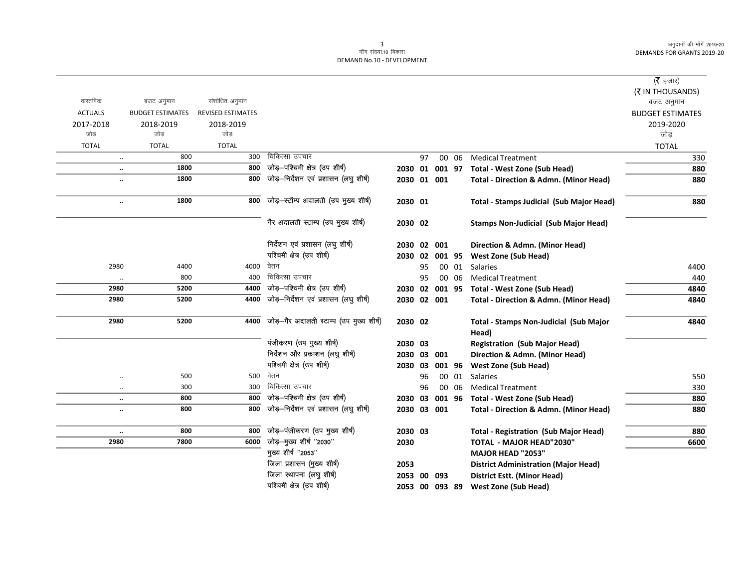मॉंग संख्या.10 विकास
DEMAND No.10 - DEVELOPMENT

| वास्तविक ACTUALS 2017-2018 जोड़ TOTAL | बजट अनुमान BUDGET ESTIMATES 2018-2019 जोड़ TOTAL | संशोधित अनुमान REVISED ESTIMATES 2018-2019 जोड़ TOTAL | | | | (₹ हजार) (₹ IN THOUSANDS) बजट अनुमान BUDGET ESTIMATES 2019-2020 जोड़ TOTAL |
|---|---|---|---|---|---|---|
| .. | 800 | 300 | चिकित्सा उपचार | 97 00 06 | Medical Treatment | 330 |
| **..** | **1800** | **800** | जोड़–पश्चिमी क्षेत्र (उप शीर्ष) | **2030 01 001 97** | **Total - West Zone (Sub Head)** | **880** |
| **..** | **1800** | **800** | जोड़–निर्देशन एवं प्रशासन (लघु शीर्ष) | **2030 01 001** | **Total - Direction & Admn. (Minor Head)** | **880** |
| **..** | **1800** | **800** | जोड़–स्टॉम्प अदालती (उप मुख्य शीर्ष) | **2030 01** | **Total - Stamps Judicial (Sub Major Head)** | **880** |
| | | | गैर अदालती स्टाम्प (उप मुख्य शीर्ष) | **2030 02** | **Stamps Non-Judicial (Sub Major Head)** | |
| | | | निर्देशन एवं प्रशासन (लघु शीर्ष) | **2030 02 001** | **Direction & Admn. (Minor Head)** | |
| | | | पश्चिमी क्षेत्र (उप शीर्ष) | **2030 02 001 95** | **West Zone (Sub Head)** | |
| 2980 | 4400 | 4000 | वेतन | 95 00 01 | Salaries | 4400 |
| .. | 800 | 400 | चिकित्सा उपचार | 95 00 06 | Medical Treatment | 440 |
| **2980** | **5200** | **4400** | जोड़–पश्चिमी क्षेत्र (उप शीर्ष) | **2030 02 001 95** | **Total - West Zone (Sub Head)** | **4840** |
| **2980** | **5200** | **4400** | जोड़–निर्देशन एवं प्रशासन (लघु शीर्ष) | **2030 02 001** | **Total - Direction & Admn. (Minor Head)** | **4840** |
| **2980** | **5200** | **4400** | जोड़–गैर अदालती स्टाम्प (उप मुख्य शीर्ष) | **2030 02** | **Total - Stamps Non-Judicial (Sub Major Head)** | **4840** |
| | | | पंजीकरण (उप मुख्य शीर्ष) | **2030 03** | **Registration (Sub Major Head)** | |
| | | | निर्देशन और प्रकाशन (लघु शीर्ष) | **2030 03 001** | **Direction & Admn. (Minor Head)** | |
| | | | पश्चिमी क्षेत्र (उप शीर्ष) | **2030 03 001 96** | **West Zone (Sub Head)** | |
| .. | 500 | 500 | वेतन | 96 00 01 | Salaries | 550 |
| .. | 300 | 300 | चिकित्सा उपचार | 96 00 06 | Medical Treatment | 330 |
| **..** | **800** | **800** | जोड़–पश्चिमी क्षेत्र (उप शीर्ष) | **2030 03 001 96** | **Total - West Zone (Sub Head)** | **880** |
| **..** | **800** | **800** | जोड़–निर्देशन एवं प्रशासन (लघु शीर्ष) | **2030 03 001** | **Total - Direction & Admn. (Minor Head)** | **880** |
| **..** | **800** | **800** | जोड़–पंजीकरण (उप मुख्य शीर्ष) | **2030 03** | **Total - Registration (Sub Major Head)** | **880** |
| **2980** | **7800** | **6000** | जोड़–मुख्य शीर्ष ''2030'' | **2030** | **TOTAL - MAJOR HEAD"2030"** | **6600** |
| | | | मुख्य शीर्ष ''2053'' | | **MAJOR HEAD "2053"** | |
| | | | जिला प्रशासन (मुख्य शीर्ष) | **2053** | **District Administration (Major Head)** | |
| | | | जिला स्थापना (लघु शीर्ष) | **2053 00 093** | **District Estt. (Minor Head)** | |
| | | | पश्चिमी क्षेत्र (उप शीर्ष) | **2053 00 093 89** | **West Zone (Sub Head)** | |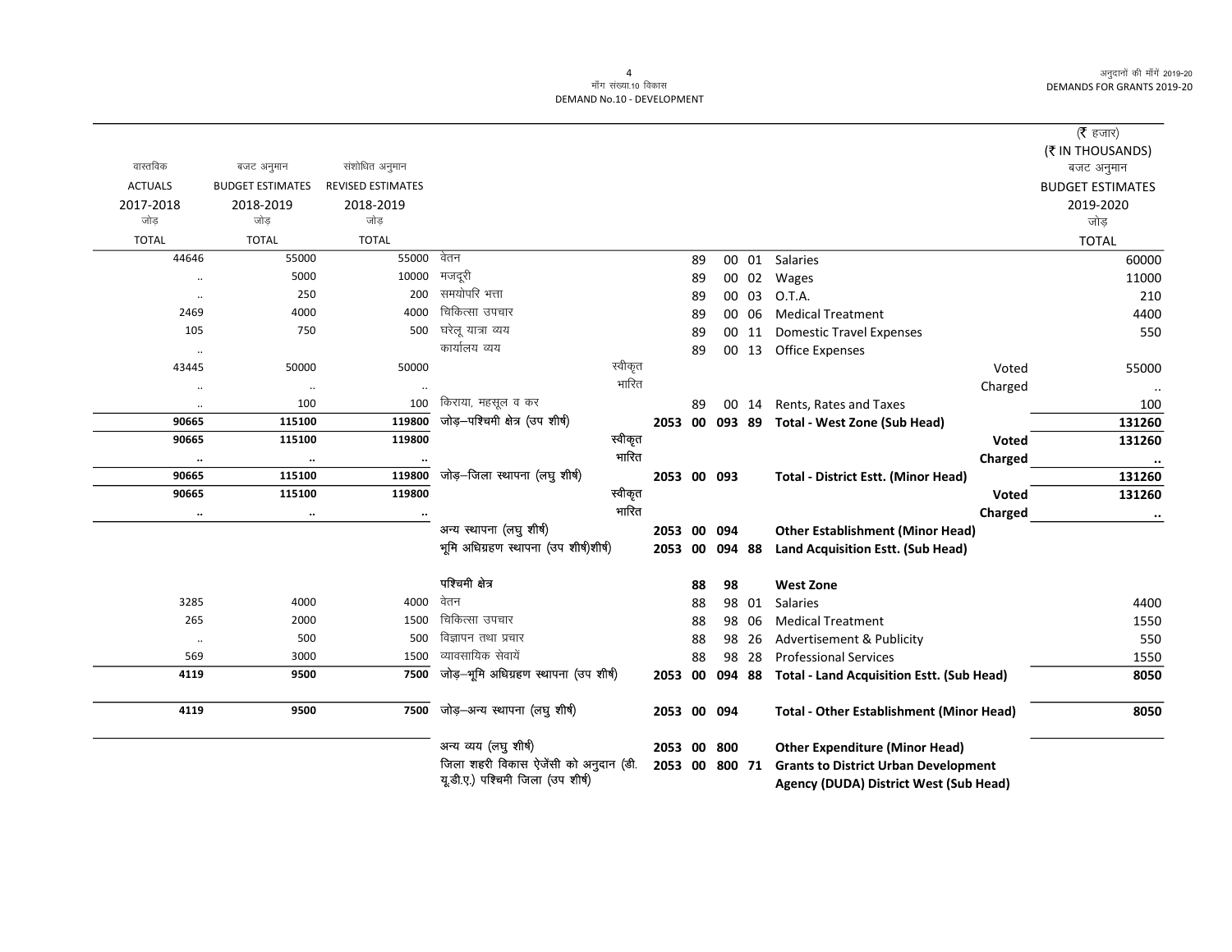| वास्तविक ACTUALS 2017-2018 जोड़ TOTAL | बजट अनुमान BUDGET ESTIMATES 2018-2019 जोड़ TOTAL | संशोधित अनुमान REVISED ESTIMATES 2018-2019 जोड़ TOTAL | | | | | | | (₹ हजार) (₹ IN THOUSANDS) बजट अनुमान BUDGET ESTIMATES 2019-2020 जोड़ TOTAL |
|---|---|---|---|---|---|---|---|---|---|
| 44646 | 55000 | 55000 | वेतन | | 89 | 00 | 01 | Salaries | 60000 |
| .. | 5000 | 10000 | मजदूरी | | 89 | 00 | 02 | Wages | 11000 |
| .. | 250 | 200 | समयोपरि भत्ता | | 89 | 00 | 03 | O.T.A. | 210 |
| 2469 | 4000 | 4000 | चिकित्सा उपचार | | 89 | 00 | 06 | Medical Treatment | 4400 |
| 105 | 750 | 500 | घरेलू यात्रा व्यय | | 89 | 00 | 11 | Domestic Travel Expenses | 550 |
| .. | | | कार्यालय व्यय | | 89 | 00 | 13 | Office Expenses | |
| 43445 | 50000 | 50000 | स्वीकृत | | | | | Voted | 55000 |
| .. | .. | .. | भारित | | | | | Charged | .. |
| .. | 100 | 100 | किराया, महसूल व कर | | 89 | 00 | 14 | Rents, Rates and Taxes | 100 |
| **90665** | **115100** | **119800** | **जोड़–पश्चिमी क्षेत्र (उप शीर्ष)** | **2053** | **00** | **093** | **89** | **Total - West Zone (Sub Head)** | **131260** |
| **90665** | **115100** | **119800** | **स्वीकृत** | | | | | **Voted** | **131260** |
| **..** | **..** | **..** | **भारित** | | | | | **Charged** | **..** |
| **90665** | **115100** | **119800** | **जोड़–जिला स्थापना (लघु शीर्ष)** | **2053** | **00** | **093** | | **Total - District Estt. (Minor Head)** | **131260** |
| **90665** | **115100** | **119800** | **स्वीकृत** | | | | | **Voted** | **131260** |
| **..** | **..** | **..** | **भारित** | | | | | **Charged** | **..** |
| | | | अन्य स्थापना (लघु शीर्ष) | **2053** | **00** | **094** | | **Other Establishment (Minor Head)** | |
| | | | भूमि अधिग्रहण स्थापना (उप शीर्ष)शीर्ष) | **2053** | **00** | **094** | **88** | **Land Acquisition Estt. (Sub Head)** | |
| | | | **पश्चिमी क्षेत्र** | | **88** | **98** | | **West Zone** | |
| 3285 | 4000 | 4000 | वेतन | | 88 | 98 | 01 | Salaries | 4400 |
| 265 | 2000 | 1500 | चिकित्सा उपचार | | 88 | 98 | 06 | Medical Treatment | 1550 |
| .. | 500 | 500 | विज्ञापन तथा प्रचार | | 88 | 98 | 26 | Advertisement & Publicity | 550 |
| 569 | 3000 | 1500 | व्यावसायिक सेवायें | | 88 | 98 | 28 | Professional Services | 1550 |
| **4119** | **9500** | **7500** | **जोड़–भूमि अधिग्रहण स्थापना (उप शीर्ष)** | **2053** | **00** | **094** | **88** | **Total - Land Acquisition Estt. (Sub Head)** | **8050** |
| **4119** | **9500** | **7500** | **जोड़–अन्य स्थापना (लघु शीर्ष)** | **2053** | **00** | **094** | | **Total - Other Establishment (Minor Head)** | **8050** |
| | | | अन्य व्यय (लघु शीर्ष) | **2053** | **00** | **800** | | **Other Expenditure (Minor Head)** | |
| | | | जिला शहरी विकास ऐजेंसी को अनुदान (डी.यू.डी.ए.) पश्चिमी जिला (उप शीर्ष) | **2053** | **00** | **800** | **71** | **Grants to District Urban Development Agency (DUDA) District West (Sub Head)** | |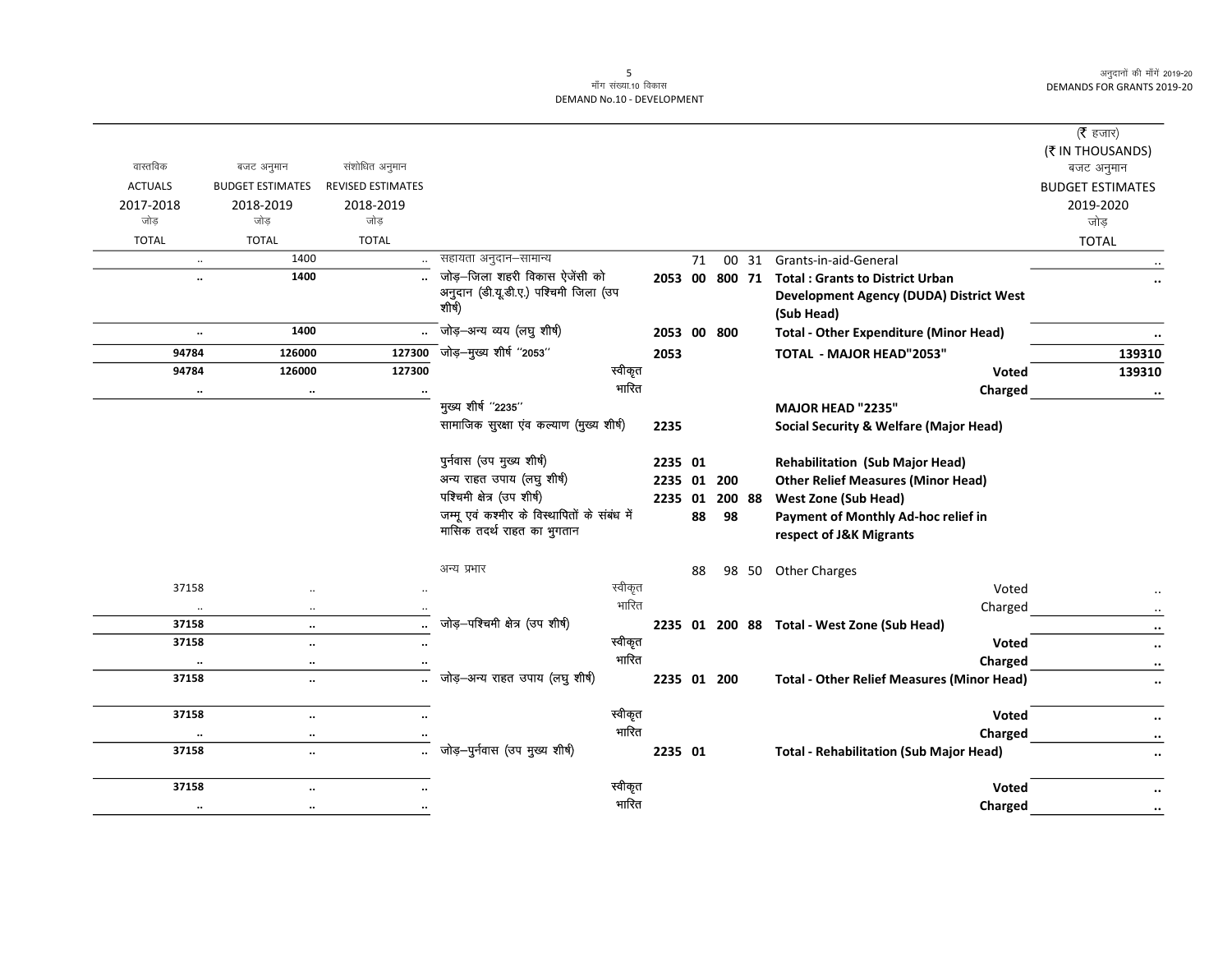मॉंग संख्या.10 विकास
DEMAND No.10 - DEVELOPMENT

(₹ हजार)
(₹ IN THOUSANDS)

| वास्तविक ACTUALS 2017-2018 जोड़ TOTAL | बजट अनुमान BUDGET ESTIMATES 2018-2019 जोड़ TOTAL | संशोधित अनुमान REVISED ESTIMATES 2018-2019 जोड़ TOTAL | | | | | | | बजट अनुमान BUDGET ESTIMATES 2019-2020 जोड़ TOTAL |
|---|---|---|---|---|---|---|---|---|---|
| .. | 1400 | .. | सहायता अनुदान–सामान्य | | 71 | 00 | 31 | Grants-in-aid-General | .. |
| .. | 1400 | .. | जोड़–जिला शहरी विकास ऐजेंसी को अनुदान (डी.यू.डी.ए.) पश्चिमी जिला (उप शीर्ष) | 2053 | 00 | 800 | 71 | **Total : Grants to District Urban Development Agency (DUDA) District West (Sub Head)** | .. |
| .. | 1400 | .. | जोड़–अन्य व्यय (लघु शीर्ष) | 2053 | 00 | 800 | | **Total - Other Expenditure (Minor Head)** | .. |
| 94784 | 126000 | 127300 | जोड़–मुख्य शीर्ष ''2053'' | 2053 | | | | **TOTAL - MAJOR HEAD"2053"** | 139310 |
| 94784 | 126000 | 127300 | स्वीकृत | | | | | **Voted** | 139310 |
| .. | .. | .. | भारित | | | | | **Charged** | .. |
| | | | मुख्य शीर्ष ''2235'' | | | | | **MAJOR HEAD "2235"** | |
| | | | सामाजिक सुरक्षा एंव कल्याण (मुख्य शीर्ष) | 2235 | | | | **Social Security & Welfare (Major Head)** | |
| | | | पुर्नवास (उप मुख्य शीर्ष) | 2235 | 01 | | | **Rehabilitation (Sub Major Head)** | |
| | | | अन्य राहत उपाय (लघु शीर्ष) | 2235 | 01 | 200 | | **Other Relief Measures (Minor Head)** | |
| | | | पश्चिमी क्षेत्र (उप शीर्ष) | 2235 | 01 | 200 | 88 | **West Zone (Sub Head)** | |
| | | | जम्मू एवं कश्मीर के विस्थापितों के संबंध में मासिक तदर्थ राहत का भुगतान | | 88 | 98 | | **Payment of Monthly Ad-hoc relief in respect of J&K Migrants** | |
| | | | अन्य प्रभार | | 88 | 98 | 50 | Other Charges | |
| 37158 | .. | .. | स्वीकृत | | | | | Voted | .. |
| .. | .. | .. | भारित | | | | | Charged | .. |
| 37158 | .. | .. | जोड़–पश्चिमी क्षेत्र (उप शीर्ष) | 2235 | 01 | 200 | 88 | **Total - West Zone (Sub Head)** | .. |
| 37158 | .. | .. | स्वीकृत | | | | | **Voted** | .. |
| .. | .. | .. | भारित | | | | | **Charged** | .. |
| 37158 | .. | .. | जोड़–अन्य राहत उपाय (लघु शीर्ष) | 2235 | 01 | 200 | | **Total - Other Relief Measures (Minor Head)** | .. |
| 37158 | .. | .. | स्वीकृत | | | | | **Voted** | .. |
| .. | .. | .. | भारित | | | | | **Charged** | .. |
| 37158 | .. | .. | जोड़–पुर्नवास (उप मुख्य शीर्ष) | 2235 | 01 | | | **Total - Rehabilitation (Sub Major Head)** | .. |
| 37158 | .. | .. | स्वीकृत | | | | | **Voted** | .. |
| .. | .. | .. | भारित | | | | | **Charged** | .. |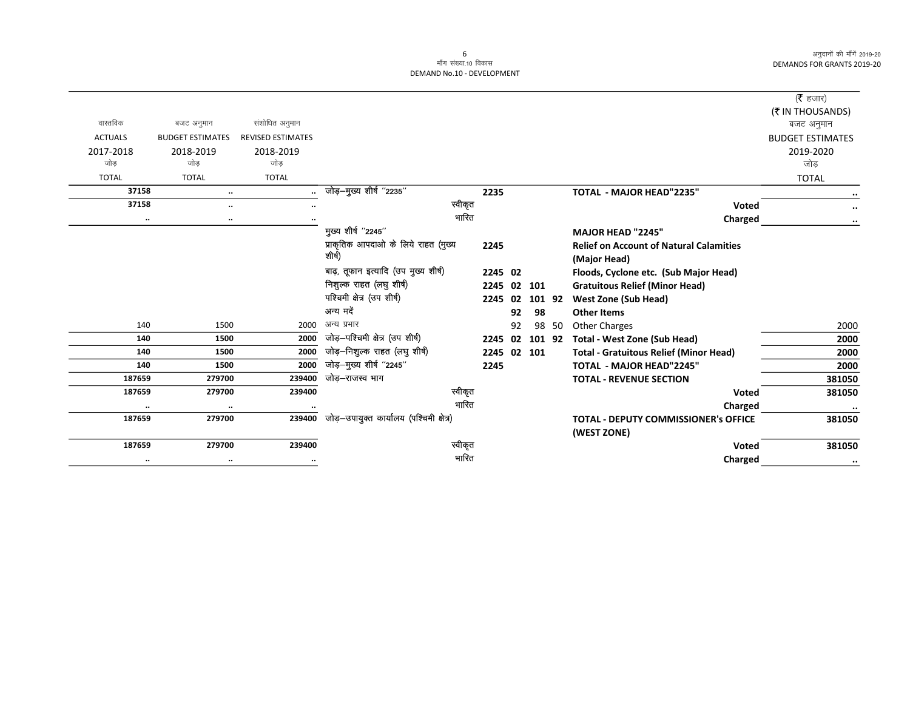माँग संख्या.10 विकास
DEMAND No.10 - DEVELOPMENT

| वास्तविक ACTUALS 2017-2018 जोड़ TOTAL | बजट अनुमान BUDGET ESTIMATES 2018-2019 जोड़ TOTAL | संशोधित अनुमान REVISED ESTIMATES 2018-2019 जोड़ TOTAL | | | | (₹ हजार) (₹ IN THOUSANDS) बजट अनुमान BUDGET ESTIMATES 2019-2020 जोड़ TOTAL |
|---|---|---|---|---|---|---|
| 37158 | .. | .. | जोड़–मुख्य शीर्ष ''2235'' | 2235 | TOTAL - MAJOR HEAD"2235" | .. |
| 37158 | .. | .. | स्वीकृत | | Voted | .. |
| .. | .. | .. | भारित | | Charged | .. |
| | | | मुख्य शीर्ष ''2245'' | | MAJOR HEAD "2245" | |
| | | | प्राकृतिक आपदाओ के लिये राहत (मुख्य शीर्ष) | 2245 | Relief on Account of Natural Calamities (Major Head) | |
| | | | बाढ़, तूफान इत्यादि (उप मुख्य शीर्ष) | 2245 02 | Floods, Cyclone etc. (Sub Major Head) | |
| | | | निशुल्क राहत (लघु शीर्ष) | 2245 02 101 | Gratuitous Relief (Minor Head) | |
| | | | पश्चिमी क्षेत्र (उप शीर्ष) | 2245 02 101 92 | West Zone (Sub Head) | |
| | | | अन्य मदें | 92 98 | Other Items | |
| 140 | 1500 | 2000 | अन्य प्रभार | 92 98 50 | Other Charges | 2000 |
| 140 | 1500 | 2000 | जोड़–पश्चिमी क्षेत्र (उप शीर्ष) | 2245 02 101 92 | Total - West Zone (Sub Head) | 2000 |
| 140 | 1500 | 2000 | जोड़–निशुल्क राहत (लघु शीर्ष) | 2245 02 101 | Total - Gratuitous Relief (Minor Head) | 2000 |
| 140 | 1500 | 2000 | जोड़–मुख्य शीर्ष ''2245'' | 2245 | TOTAL - MAJOR HEAD"2245" | 2000 |
| 187659 | 279700 | 239400 | जोड़–राजस्व भाग | | TOTAL - REVENUE SECTION | 381050 |
| 187659 | 279700 | 239400 | स्वीकृत | | Voted | 381050 |
| .. | .. | .. | भारित | | Charged | .. |
| 187659 | 279700 | 239400 | जोड़–उपायुक्त कार्यालय (पश्चिमी क्षेत्र) | | TOTAL - DEPUTY COMMISSIONER's OFFICE (WEST ZONE) | 381050 |
| 187659 | 279700 | 239400 | स्वीकृत | | Voted | 381050 |
| .. | .. | .. | भारित | | Charged | .. |